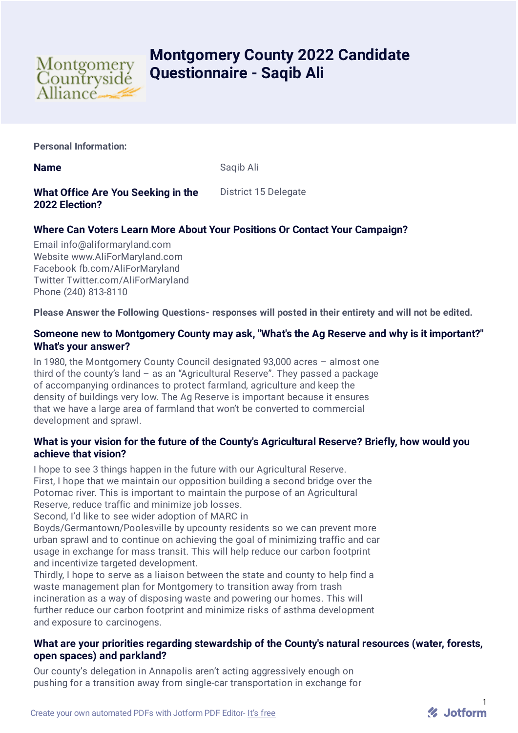# Montgomery County 2022 Candidate Questionnaire - Saqib Ali

**Personal Information:**

**Name** Saqib Ali

**What Office Are You Seeking in the 2022 Election?** District 15 Delegate

## Where Can Voters Learn More About Your Positions Or Contact Your Campaign?

Email info@aliformaryland.com
Website www.AliForMaryland.com
Facebook fb.com/AliForMaryland
Twitter Twitter.com/AliForMaryland
Phone (240) 813-8110

**Please Answer the Following Questions- responses will posted in their entirety and will not be edited.**

## Someone new to Montgomery County may ask, "What's the Ag Reserve and why is it important?" What's your answer?

In 1980, the Montgomery County Council designated 93,000 acres – almost one third of the county's land – as an "Agricultural Reserve". They passed a package of accompanying ordinances to protect farmland, agriculture and keep the density of buildings very low. The Ag Reserve is important because it ensures that we have a large area of farmland that won't be converted to commercial development and sprawl.

## What is your vision for the future of the County's Agricultural Reserve? Briefly, how would you achieve that vision?

I hope to see 3 things happen in the future with our Agricultural Reserve.
First, I hope that we maintain our opposition building a second bridge over the Potomac river. This is important to maintain the purpose of an Agricultural Reserve, reduce traffic and minimize job losses.
Second, I'd like to see wider adoption of MARC in Boyds/Germantown/Poolesville by upcounty residents so we can prevent more urban sprawl and to continue on achieving the goal of minimizing traffic and car usage in exchange for mass transit. This will help reduce our carbon footprint and incentivize targeted development.
Thirdly, I hope to serve as a liaison between the state and county to help find a waste management plan for Montgomery to transition away from trash incineration as a way of disposing waste and powering our homes. This will further reduce our carbon footprint and minimize risks of asthma development and exposure to carcinogens.

## What are your priorities regarding stewardship of the County's natural resources (water, forests, open spaces) and parkland?

Our county's delegation in Annapolis aren't acting aggressively enough on pushing for a transition away from single-car transportation in exchange for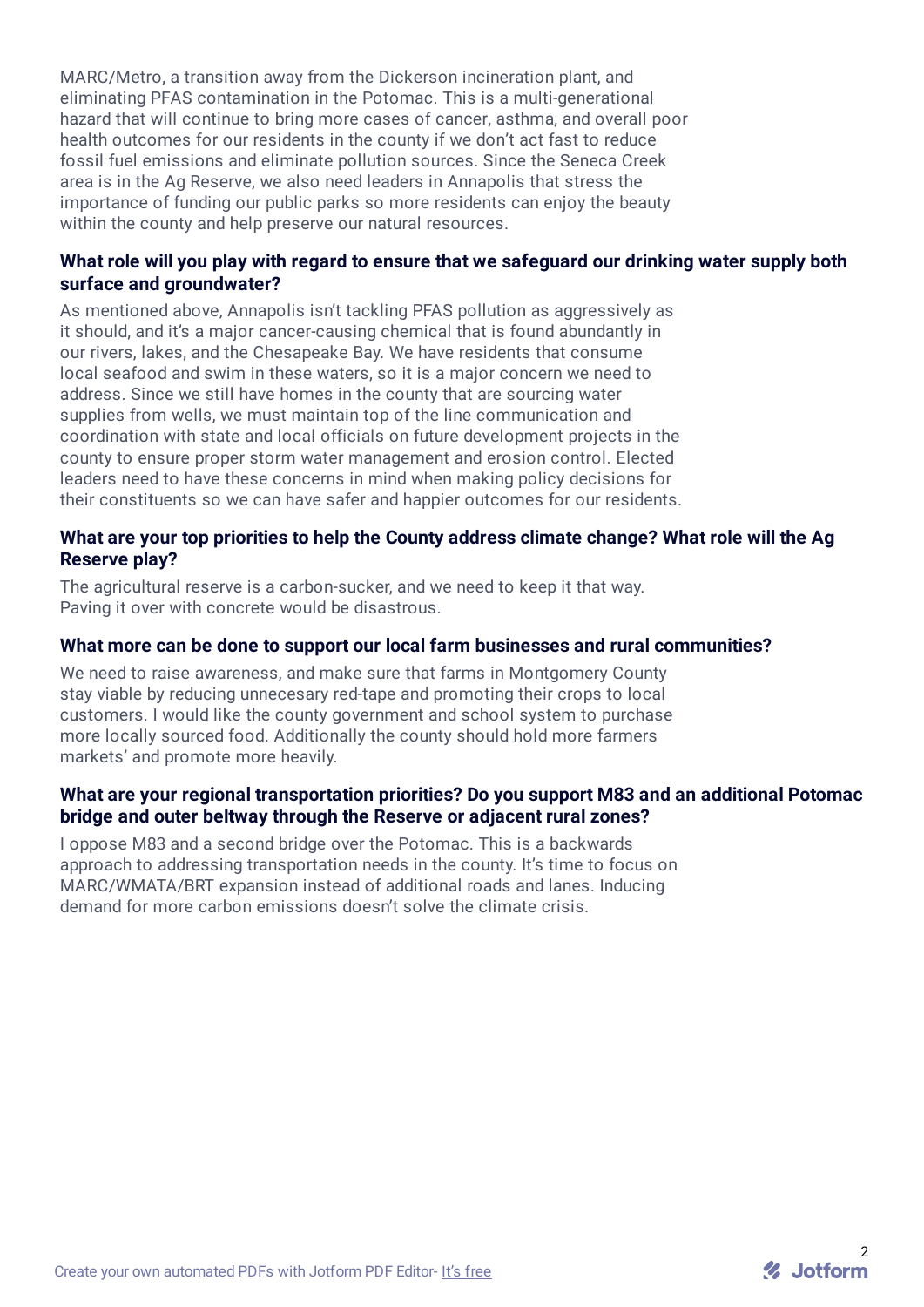MARC/Metro, a transition away from the Dickerson incineration plant, and eliminating PFAS contamination in the Potomac. This is a multi-generational hazard that will continue to bring more cases of cancer, asthma, and overall poor health outcomes for our residents in the county if we don't act fast to reduce fossil fuel emissions and eliminate pollution sources. Since the Seneca Creek area is in the Ag Reserve, we also need leaders in Annapolis that stress the importance of funding our public parks so more residents can enjoy the beauty within the county and help preserve our natural resources.

### What role will you play with regard to ensure that we safeguard our drinking water supply both surface and groundwater?

As mentioned above, Annapolis isn't tackling PFAS pollution as aggressively as it should, and it's a major cancer-causing chemical that is found abundantly in our rivers, lakes, and the Chesapeake Bay. We have residents that consume local seafood and swim in these waters, so it is a major concern we need to address. Since we still have homes in the county that are sourcing water supplies from wells, we must maintain top of the line communication and coordination with state and local officials on future development projects in the county to ensure proper storm water management and erosion control. Elected leaders need to have these concerns in mind when making policy decisions for their constituents so we can have safer and happier outcomes for our residents.

### What are your top priorities to help the County address climate change? What role will the Ag Reserve play?

The agricultural reserve is a carbon-sucker, and we need to keep it that way. Paving it over with concrete would be disastrous.

### What more can be done to support our local farm businesses and rural communities?

We need to raise awareness, and make sure that farms in Montgomery County stay viable by reducing unnecesary red-tape and promoting their crops to local customers. I would like the county government and school system to purchase more locally sourced food. Additionally the county should hold more farmers markets' and promote more heavily.

### What are your regional transportation priorities? Do you support M83 and an additional Potomac bridge and outer beltway through the Reserve or adjacent rural zones?

I oppose M83 and a second bridge over the Potomac. This is a backwards approach to addressing transportation needs in the county. It's time to focus on MARC/WMATA/BRT expansion instead of additional roads and lanes. Inducing demand for more carbon emissions doesn't solve the climate crisis.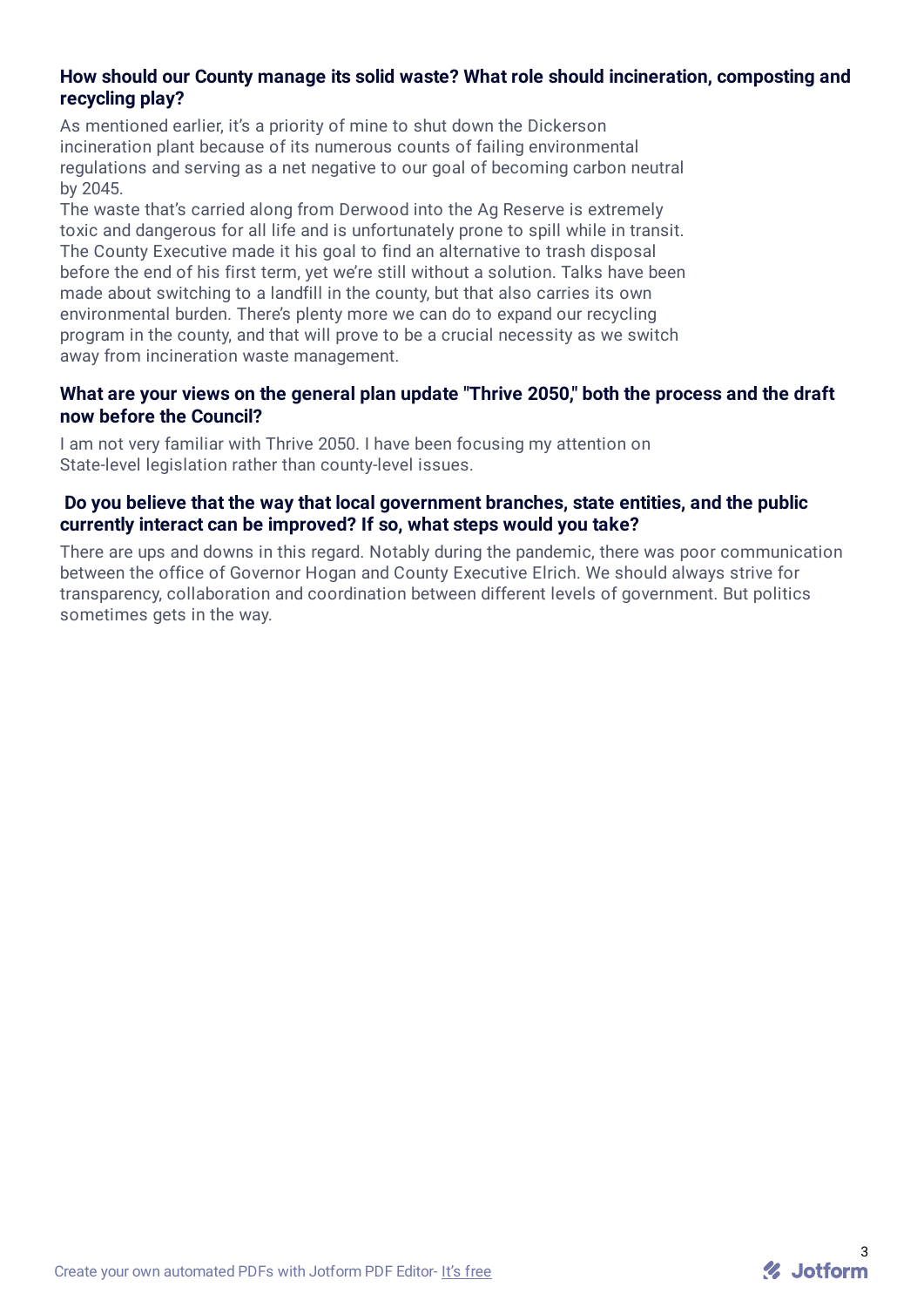**How should our County manage its solid waste? What role should incineration, composting and recycling play?**

As mentioned earlier, it's a priority of mine to shut down the Dickerson incineration plant because of its numerous counts of failing environmental regulations and serving as a net negative to our goal of becoming carbon neutral by 2045.
The waste that's carried along from Derwood into the Ag Reserve is extremely toxic and dangerous for all life and is unfortunately prone to spill while in transit. The County Executive made it his goal to find an alternative to trash disposal before the end of his first term, yet we're still without a solution. Talks have been made about switching to a landfill in the county, but that also carries its own environmental burden. There's plenty more we can do to expand our recycling program in the county, and that will prove to be a crucial necessity as we switch away from incineration waste management.

**What are your views on the general plan update "Thrive 2050," both the process and the draft now before the Council?**

I am not very familiar with Thrive 2050. I have been focusing my attention on State-level legislation rather than county-level issues.

**Do you believe that the way that local government branches, state entities, and the public currently interact can be improved? If so, what steps would you take?**

There are ups and downs in this regard. Notably during the pandemic, there was poor communication between the office of Governor Hogan and County Executive Elrich. We should always strive for transparency, collaboration and coordination between different levels of government. But politics sometimes gets in the way.